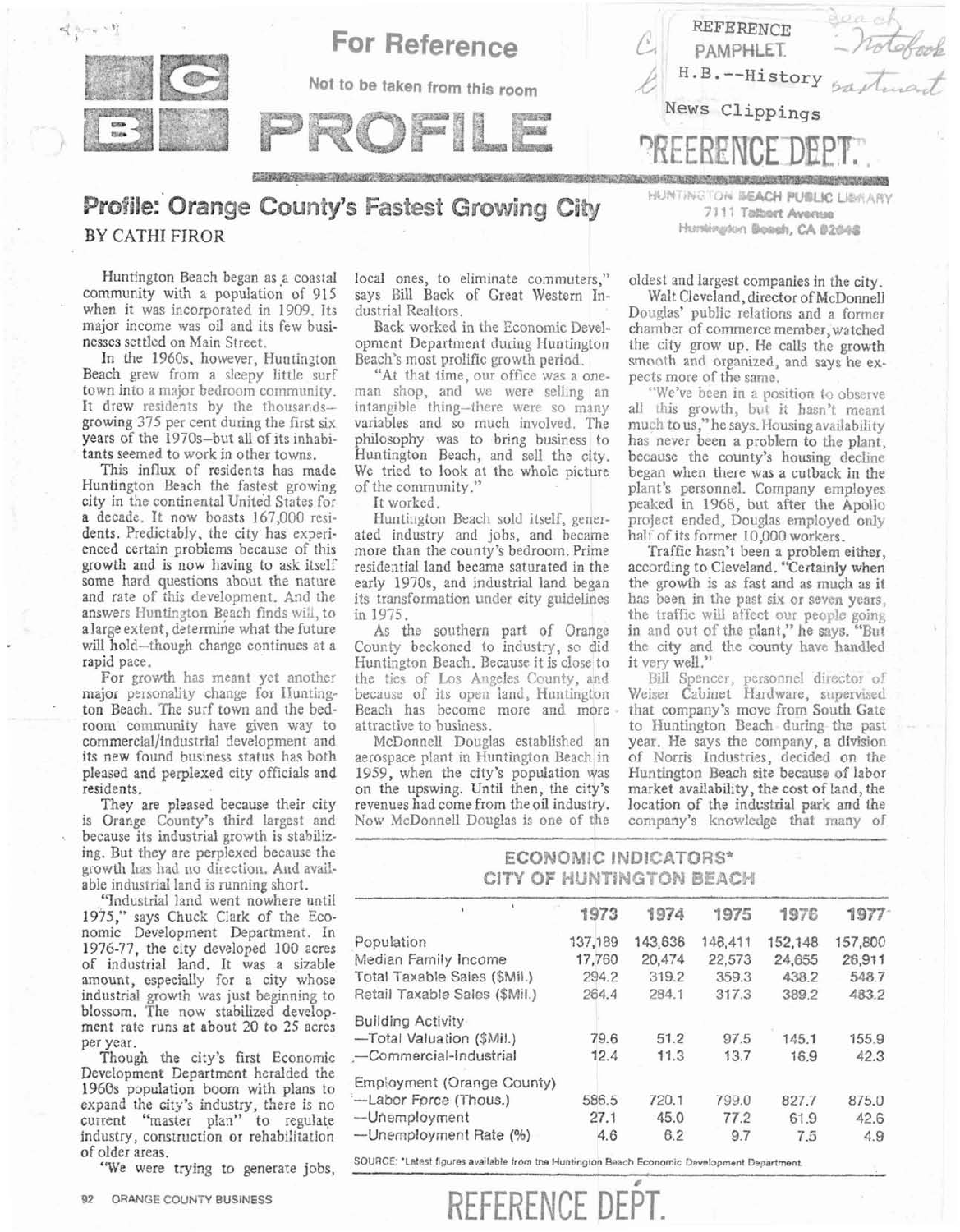For Reference

Not to be taken from this room

REFERENCE PAMPHLET
H.B.--History
News Clippings

REFERENCE DEPT.

HUNTINGTON BEACH PUBLIC LIBRARY
7111 Talbert Avenue
Huntington Beach, CA 92648

# OCBC PROFILE

## Profile: Orange County's Fastest Growing City

BY CATHI FIROR

Huntington Beach began as a coastal community with a population of 915 when it was incorporated in 1909. Its major income was oil and its few businesses settled on Main Street.

In the 1960s, however, Huntington Beach grew from a sleepy little surf town into a major bedroom community. It drew residents by the thousands—growing 375 per cent during the first six years of the 1970s—but all of its inhabitants seemed to work in other towns.

This influx of residents has made Huntington Beach the fastest growing city in the continental United States for a decade. It now boasts 167,000 residents. Predictably, the city has experienced certain problems because of this growth and is now having to ask itself some hard questions about the nature and rate of this development. And the answers Huntington Beach finds will, to a large extent, determine what the future will hold—though change continues at a rapid pace.

For growth has meant yet another major personality change for Huntington Beach. The surf town and the bedroom community have given way to commercial/industrial development and its new found business status has both pleased and perplexed city officials and residents.

They are pleased because their city is Orange County's third largest and because its industrial growth is stabilizing. But they are perplexed because the growth has had no direction. And available industrial land is running short.

"Industrial land went nowhere until 1975," says Chuck Clark of the Economic Development Department. In 1976-77, the city developed 100 acres of industrial land. It was a sizable amount, especially for a city whose industrial growth was just beginning to blossom. The now stabilized development rate runs at about 20 to 25 acres per year.

Though the city's first Economic Development Department heralded the 1960s population boom with plans to expand the city's industry, there is no current "master plan" to regulate industry, construction or rehabilitation of older areas.

"We were trying to generate jobs, local ones, to eliminate commuters," says Bill Back of Great Western Industrial Realtors.

Back worked in the Economic Development Department during Huntington Beach's most prolific growth period.

"At that time, our office was a one-man shop, and we were selling an intangible thing—there were so many variables and so much involved. The philosophy was to bring business to Huntington Beach, and sell the city. We tried to look at the whole picture of the community."

It worked.

Huntington Beach sold itself, generated industry and jobs, and became more than the county's bedroom. Prime residential land became saturated in the early 1970s, and industrial land began its transformation under city guidelines in 1975.

As the southern part of Orange County beckoned to industry, so did Huntington Beach. Because it is close to the ties of Los Angeles County, and because of its open land, Huntington Beach has become more and more attractive to business.

McDonnell Douglas established an aerospace plant in Huntington Beach in 1959, when the city's population was on the upswing. Until then, the city's revenues had come from the oil industry. Now McDonnell Douglas is one of the oldest and largest companies in the city.

Walt Cleveland, director of McDonnell Douglas' public relations and a former chamber of commerce member, watched the city grow up. He calls the growth smooth and organized, and says he expects more of the same.

"We've been in a position to observe all this growth, but it hasn't meant much to us," he says. Housing availability has never been a problem to the plant, because the county's housing decline began when there was a cutback in the plant's personnel. Company employes peaked in 1968, but after the Apollo project ended, Douglas employed only half of its former 10,000 workers.

Traffic hasn't been a problem either, according to Cleveland. "Certainly when the growth is as fast and as much as it has been in the past six or seven years, the traffic will affect our people going in and out of the plant," he says. "But the city and the county have handled it very well."

Bill Spencer, personnel director of Weiser Cabinet Hardware, supervised that company's move from South Gate to Huntington Beach during the past year. He says the company, a division of Norris Industries, decided on the Huntington Beach site because of labor market availability, the cost of land, the location of the industrial park and the company's knowledge that many of

### ECONOMIC INDICATORS* CITY OF HUNTINGTON BEACH

| | 1973 | 1974 | 1975 | 1976 | 1977 |
|---|---|---|---|---|---|
| Population | 137,189 | 143,636 | 146,411 | 152,148 | 157,800 |
| Median Family Income | 17,760 | 20,474 | 22,573 | 24,655 | 26,911 |
| Total Taxable Sales ($Mil.) | 294.2 | 319.2 | 359.3 | 438.2 | 548.7 |
| Retail Taxable Sales ($Mil.) | 264.4 | 284.1 | 317.3 | 389.2 | 483.2 |
| Building Activity | | | | | |
| —Total Valuation ($Mil.) | 79.6 | 51.2 | 97.5 | 145.1 | 155.9 |
| —Commercial-Industrial | 12.4 | 11.3 | 13.7 | 16.9 | 42.3 |
| Employment (Orange County) | | | | | |
| —Labor Force (Thous.) | 586.5 | 720.1 | 799.0 | 827.7 | 875.0 |
| —Unemployment | 27.1 | 45.0 | 77.2 | 61.9 | 42.6 |
| —Unemployment Rate (%) | 4.6 | 6.2 | 9.7 | 7.5 | 4.9 |

SOURCE: *Latest figures available from the Huntington Beach Economic Development Department.

ORANGE COUNTY BUSINESS

REFERENCE DEPT.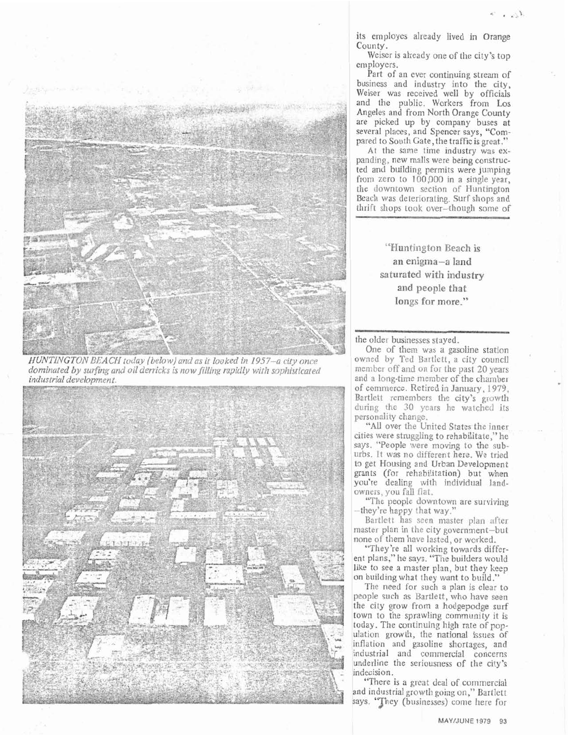*HUNTINGTON BEACH today (below) and as it looked in 1957–a city once dominated by surfing and oil derricks is now filling rapidly with sophisticated industrial development.*

its employes already lived in Orange County.

Weiser is already one of the city's top employers.

Part of an ever continuing stream of business and industry into the city, Weiser was received well by officials and the public. Workers from Los Angeles and from North Orange County are picked up by company buses at several places, and Spencer says, "Compared to South Gate, the traffic is great."

At the same time industry was expanding, new malls were being constructed and building permits were jumping from zero to 100,000 in a single year, the downtown section of Huntington Beach was deteriorating. Surf shops and thrift shops took over–though some of the older businesses stayed.

> "Huntington Beach is an enigma–a land saturated with industry and people that longs for more."

One of them was a gasoline station owned by Ted Bartlett, a city council member off and on for the past 20 years and a long-time member of the chamber of commerce. Retired in January, 1979, Bartlett remembers the city's growth during the 30 years he watched its personality change.

"All over the United States the inner cities were struggling to rehabilitate," he says. "People were moving to the suburbs. It was no different here. We tried to get Housing and Urban Development grants (for rehabilitation) but when you're dealing with individual landowners, you fall flat.

"The people downtown are surviving –they're happy that way."

Bartlett has seen master plan after master plan in the city government–but none of them have lasted, or worked.

"They're all working towards different plans," he says. "The builders would like to see a master plan, but they keep on building what they want to build."

The need for such a plan is clear to people such as Bartlett, who have seen the city grow from a hodgepodge surf town to the sprawling community it is today. The continuing high rate of population growth, the national issues of inflation and gasoline shortages, and industrial and commercial concerns underline the seriousness of the city's indecision.

"There is a great deal of commercial and industrial growth going on," Bartlett says. "They (businesses) come here for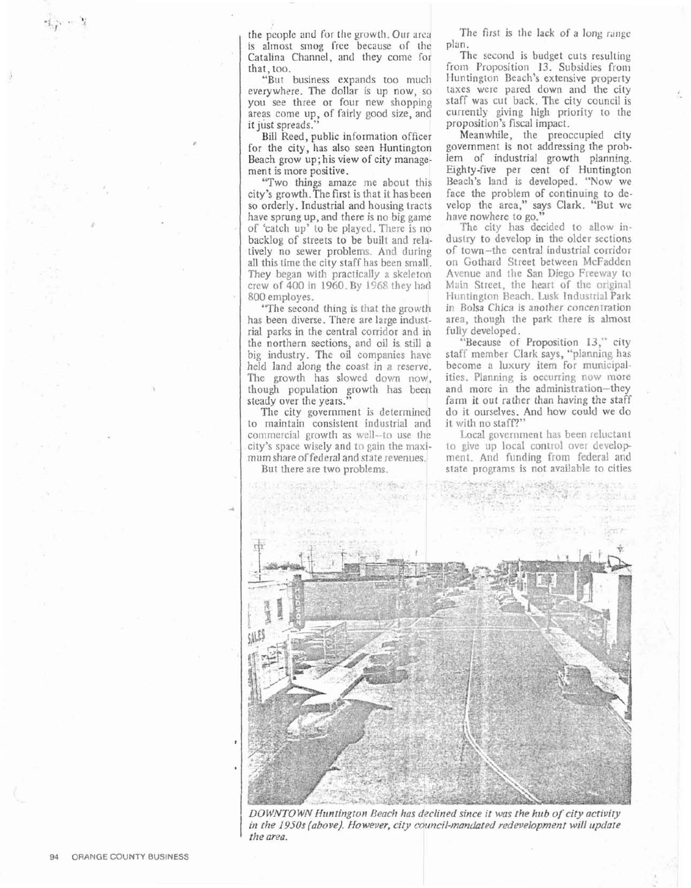the people and for the growth. Our area is almost smog free because of the Catalina Channel, and they come for that, too.

"But business expands too much everywhere. The dollar is up now, so you see three or four new shopping areas come up, of fairly good size, and it just spreads."

Bill Reed, public information officer for the city, has also seen Huntington Beach grow up; his view of city management is more positive.

"Two things amaze me about this city's growth. The first is that it has been so orderly. Industrial and housing tracts have sprung up, and there is no big game of 'catch up' to be played. There is no backlog of streets to be built and relatively no sewer problems. And during all this time the city staff has been small. They began with practically a skeleton crew of 400 in 1960. By 1968 they had 800 employes.

"The second thing is that the growth has been diverse. There are large industrial parks in the central corridor and in the northern sections, and oil is still a big industry. The oil companies have held land along the coast in a reserve. The growth has slowed down now, though population growth has been steady over the years."

The city government is determined to maintain consistent industrial and commercial growth as well—to use the city's space wisely and to gain the maximum share of federal and state revenues.

But there are two problems.

The first is the lack of a long range plan.

The second is budget cuts resulting from Proposition 13. Subsidies from Huntington Beach's extensive property taxes were pared down and the city staff was cut back. The city council is currently giving high priority to the proposition's fiscal impact.

Meanwhile, the preoccupied city government is not addressing the problem of industrial growth planning. Eighty-five per cent of Huntington Beach's land is developed. "Now we face the problem of continuing to develop the area," says Clark. "But we have nowhere to go."

The city has decided to allow industry to develop in the older sections of town—the central industrial corridor on Gothard Street between McFadden Avenue and the San Diego Freeway to Main Street, the heart of the original Huntington Beach. Lusk Industrial Park in Bolsa Chica is another concentration area, though the park there is almost fully developed.

"Because of Proposition 13," city staff member Clark says, "planning has become a luxury item for municipalities. Planning is occurring now more and more in the administration—they farm it out rather than having the staff do it ourselves. And how could we do it with no staff?"

Local government has been reluctant to give up local control over development. And funding from federal and state programs is not available to cities

*DOWNTOWN Huntington Beach has declined since it was the hub of city activity in the 1950s (above). However, city council-mandated redevelopment will update the area.*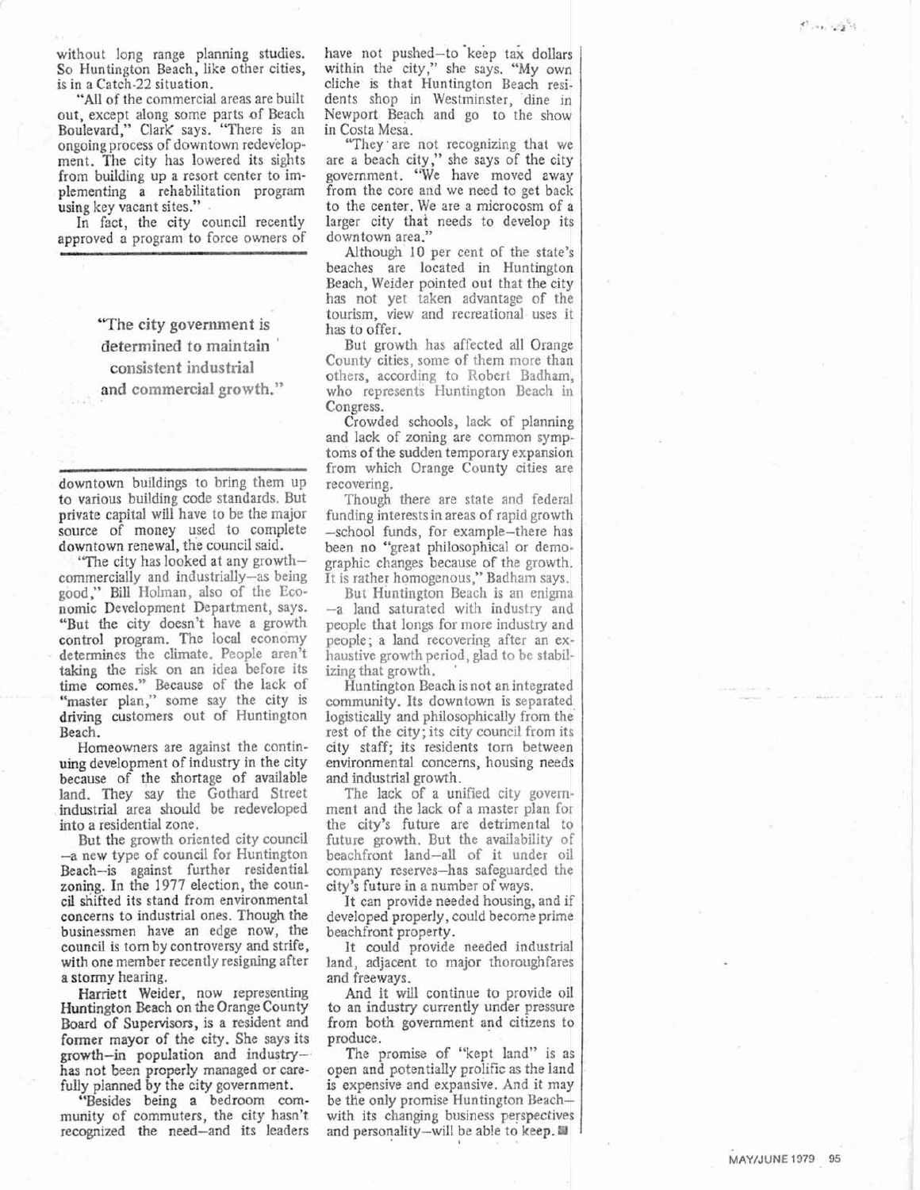without long range planning studies. So Huntington Beach, like other cities, is in a Catch-22 situation.

"All of the commercial areas are built out, except along some parts of Beach Boulevard," Clark says. "There is an ongoing process of downtown redevelopment. The city has lowered its sights from building up a resort center to implementing a rehabilitation program using key vacant sites."

In fact, the city council recently approved a program to force owners of downtown buildings to bring them up to various building code standards. But private capital will have to be the major source of money used to complete downtown renewal, the council said.

> "The city government is determined to maintain consistent industrial and commercial growth."

"The city has looked at any growth—commercially and industrially—as being good," Bill Holman, also of the Economic Development Department, says. "But the city doesn't have a growth control program. The local economy determines the climate. People aren't taking the risk on an idea before its time comes." Because of the lack of "master plan," some say the city is driving customers out of Huntington Beach.

Homeowners are against the continuing development of industry in the city because of the shortage of available land. They say the Gothard Street industrial area should be redeveloped into a residential zone.

But the growth oriented city council—a new type of council for Huntington Beach—is against further residential zoning. In the 1977 election, the council shifted its stand from environmental concerns to industrial ones. Though the businessmen have an edge now, the council is torn by controversy and strife, with one member recently resigning after a stormy hearing.

Harriett Weider, now representing Huntington Beach on the Orange County Board of Supervisors, is a resident and former mayor of the city. She says its growth—in population and industry—has not been properly managed or carefully planned by the city government.

"Besides being a bedroom community of commuters, the city hasn't recognized the need—and its leaders have not pushed—to keep tax dollars within the city," she says. "My own cliche is that Huntington Beach residents shop in Westminster, dine in Newport Beach and go to the show in Costa Mesa.

"They are not recognizing that we are a beach city," she says of the city government. "We have moved away from the core and we need to get back to the center. We are a microcosm of a larger city that needs to develop its downtown area."

Although 10 per cent of the state's beaches are located in Huntington Beach, Weider pointed out that the city has not yet taken advantage of the tourism, view and recreational uses it has to offer.

But growth has affected all Orange County cities, some of them more than others, according to Robert Badham, who represents Huntington Beach in Congress.

Crowded schools, lack of planning and lack of zoning are common symptoms of the sudden temporary expansion from which Orange County cities are recovering.

Though there are state and federal funding interests in areas of rapid growth—school funds, for example—there has been no "great philosophical or demographic changes because of the growth. It is rather homogenous," Badham says.

But Huntington Beach is an enigma—a land saturated with industry and people that longs for more industry and people; a land recovering after an exhaustive growth period, glad to be stabilizing that growth.

Huntington Beach is not an integrated community. Its downtown is separated logistically and philosophically from the rest of the city; its city council from its city staff; its residents torn between environmental concerns, housing needs and industrial growth.

The lack of a unified city government and the lack of a master plan for the city's future are detrimental to future growth. But the availability of beachfront land—all of it under oil company reserves—has safeguarded the city's future in a number of ways.

It can provide needed housing, and if developed properly, could become prime beachfront property.

It could provide needed industrial land, adjacent to major thoroughfares and freeways.

And it will continue to provide oil to an industry currently under pressure from both government and citizens to produce.

The promise of "kept land" is as open and potentially prolific as the land is expensive and expansive. And it may be the only promise Huntington Beach—with its changing business perspectives and personality—will be able to keep. ■